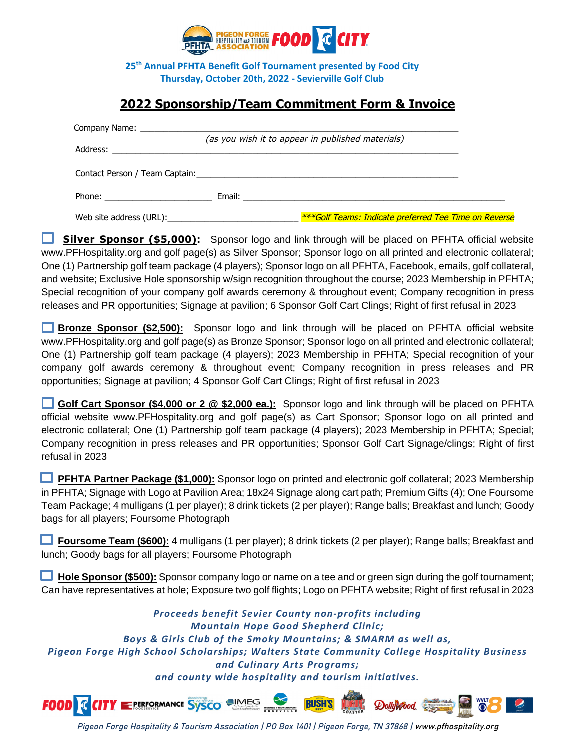**25th Annual PFHTA Benefit Golf Tournament presented by Food City**
**Thursday, October 20th, 2022 - Sevierville Golf Club**

# 2022 Sponsorship/Team Commitment Form & Invoice

Company Name: ____________________________________________
*(as you wish it to appear in published materials)*

Address: ____________________________________________

Contact Person / Team Captain: ____________________________________________

Phone: ______________________ Email: ____________________________________________

Web site address (URL): ___________________________ ***Golf Teams: Indicate preferred Tee Time on Reverse*

☐ **Silver Sponsor ($5,000):** Sponsor logo and link through will be placed on PFHTA official website www.PFHospitality.org and golf page(s) as Silver Sponsor; Sponsor logo on all printed and electronic collateral; One (1) Partnership golf team package (4 players); Sponsor logo on all PFHTA, Facebook, emails, golf collateral, and website; Exclusive Hole sponsorship w/sign recognition throughout the course; 2023 Membership in PFHTA; Special recognition of your company golf awards ceremony & throughout event; Company recognition in press releases and PR opportunities; Signage at pavilion; 6 Sponsor Golf Cart Clings; Right of first refusal in 2023

☐ **Bronze Sponsor ($2,500):** Sponsor logo and link through will be placed on PFHTA official website www.PFHospitality.org and golf page(s) as Bronze Sponsor; Sponsor logo on all printed and electronic collateral; One (1) Partnership golf team package (4 players); 2023 Membership in PFHTA; Special recognition of your company golf awards ceremony & throughout event; Company recognition in press releases and PR opportunities; Signage at pavilion; 4 Sponsor Golf Cart Clings; Right of first refusal in 2023

☐ **Golf Cart Sponsor ($4,000 or 2 @ $2,000 ea.):** Sponsor logo and link through will be placed on PFHTA official website www.PFHospitality.org and golf page(s) as Cart Sponsor; Sponsor logo on all printed and electronic collateral; One (1) Partnership golf team package (4 players); 2023 Membership in PFHTA; Special; Company recognition in press releases and PR opportunities; Sponsor Golf Cart Signage/clings; Right of first refusal in 2023

☐ **PFHTA Partner Package ($1,000):** Sponsor logo on printed and electronic golf collateral; 2023 Membership in PFHTA; Signage with Logo at Pavilion Area; 18x24 Signage along cart path; Premium Gifts (4); One Foursome Team Package; 4 mulligans (1 per player); 8 drink tickets (2 per player); Range balls; Breakfast and lunch; Goody bags for all players; Foursome Photograph

☐ **Foursome Team ($600):** 4 mulligans (1 per player); 8 drink tickets (2 per player); Range balls; Breakfast and lunch; Goody bags for all players; Foursome Photograph

☐ **Hole Sponsor ($500):** Sponsor company logo or name on a tee and or green sign during the golf tournament; Can have representatives at hole; Exposure two golf flights; Logo on PFHTA website; Right of first refusal in 2023

***Proceeds benefit Sevier County non-profits including***
***Mountain Hope Good Shepherd Clinic;***
***Boys & Girls Club of the Smoky Mountains; & SMARM as well as,***
***Pigeon Forge High School Scholarships; Walters State Community College Hospitality Business and Culinary Arts Programs;***
***and county wide hospitality and tourism initiatives.***

*Pigeon Forge Hospitality & Tourism Association | PO Box 1401 | Pigeon Forge, TN 37868 | www.pfhospitality.org*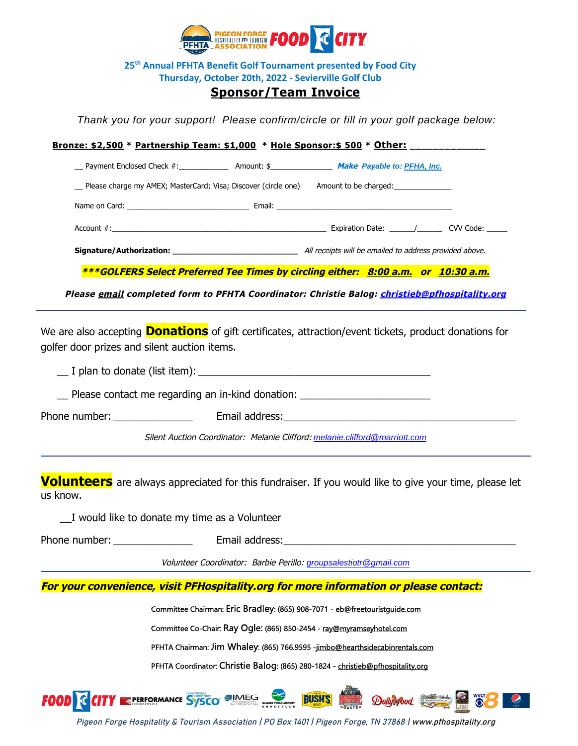25th Annual PFHTA Benefit Golf Tournament presented by Food City
Thursday, October 20th, 2022 - Sevierville Golf Club

# Sponsor/Team Invoice

*Thank you for your support! Please confirm/circle or fill in your golf package below:*

**Bronze: $2,500** * **Partnership Team: $1,000** * **Hole Sponsor:$ 500** * **Other:** ____________

__ Payment Enclosed Check #:___________ Amount: $_____________ ***Make* Payable to: PFHA, Inc.**

__ Please charge my AMEX; MasterCard; Visa; Discover (circle one) Amount to be charged:_____________

Name on Card: ____________________________ Email: ________________________________________

Account #:_________________________________________________ Expiration Date: _____/_____ CVV Code: _____

**Signature/Authorization:** ___________________________ *All receipts will be emailed to address provided above.*

***\*\*\*GOLFERS Select Preferred Tee Times by circling either: 8:00 a.m. or 10:30 a.m.***

***Please email completed form to PFHTA Coordinator: Christie Balog: christieb@pfhospitality.org***

---

We are also accepting **Donations** of gift certificates, attraction/event tickets, product donations for golfer door prizes and silent auction items.

__ I plan to donate (list item): ________________________________________

__ Please contact me regarding an in-kind donation: ______________________

Phone number: ______________ Email address:________________________________________

*Silent Auction Coordinator: Melanie Clifford: melanie.clifford@marriott.com*

---

**Volunteers** are always appreciated for this fundraiser. If you would like to give your time, please let us know.

__I would like to donate my time as a Volunteer

Phone number: ______________ Email address:________________________________________

*Volunteer Coordinator: Barbie Perillo: groupsalestiotr@gmail.com*

---

***For your convenience, visit PFHospitality.org for more information or please contact:***

Committee Chairman: Eric Bradley: (865) 908-7071 - eb@freetouristguide.com

Committee Co-Chair: Ray Ogle: (865) 850-2454 - ray@myramseyhotel.com

PFHTA Chairman: Jim Whaley: (865) 766.9595 -jimbo@hearthsidecabinrentals.com

PFHTA Coordinator: Christie Balog: (865) 280-1824 - christieb@pfhospitality.org

*Pigeon Forge Hospitality & Tourism Association | PO Box 1401 | Pigeon Forge, TN 37868 | www.pfhospitality.org*